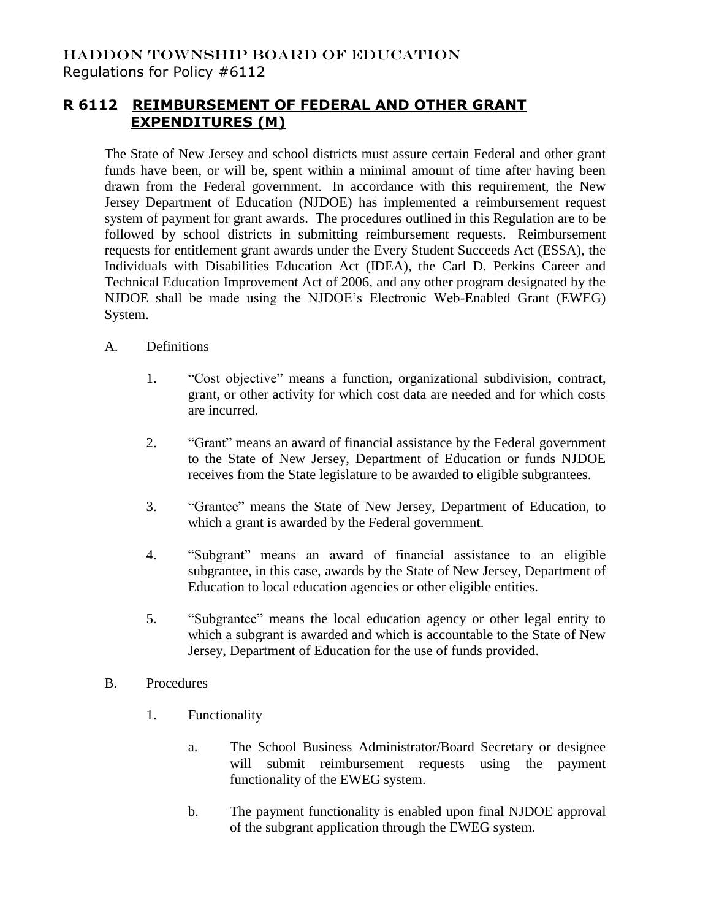HADDON TOWNSHIP BOARD OF EDUCATION
Regulations for Policy #6112

## R 6112 REIMBURSEMENT OF FEDERAL AND OTHER GRANT EXPENDITURES (M)

The State of New Jersey and school districts must assure certain Federal and other grant funds have been, or will be, spent within a minimal amount of time after having been drawn from the Federal government. In accordance with this requirement, the New Jersey Department of Education (NJDOE) has implemented a reimbursement request system of payment for grant awards. The procedures outlined in this Regulation are to be followed by school districts in submitting reimbursement requests. Reimbursement requests for entitlement grant awards under the Every Student Succeeds Act (ESSA), the Individuals with Disabilities Education Act (IDEA), the Carl D. Perkins Career and Technical Education Improvement Act of 2006, and any other program designated by the NJDOE shall be made using the NJDOE's Electronic Web-Enabled Grant (EWEG) System.

A. Definitions

1. "Cost objective" means a function, organizational subdivision, contract, grant, or other activity for which cost data are needed and for which costs are incurred.

2. "Grant" means an award of financial assistance by the Federal government to the State of New Jersey, Department of Education or funds NJDOE receives from the State legislature to be awarded to eligible subgrantees.

3. "Grantee" means the State of New Jersey, Department of Education, to which a grant is awarded by the Federal government.

4. "Subgrant" means an award of financial assistance to an eligible subgrantee, in this case, awards by the State of New Jersey, Department of Education to local education agencies or other eligible entities.

5. "Subgrantee" means the local education agency or other legal entity to which a subgrant is awarded and which is accountable to the State of New Jersey, Department of Education for the use of funds provided.

B. Procedures

1. Functionality

a. The School Business Administrator/Board Secretary or designee will submit reimbursement requests using the payment functionality of the EWEG system.

b. The payment functionality is enabled upon final NJDOE approval of the subgrant application through the EWEG system.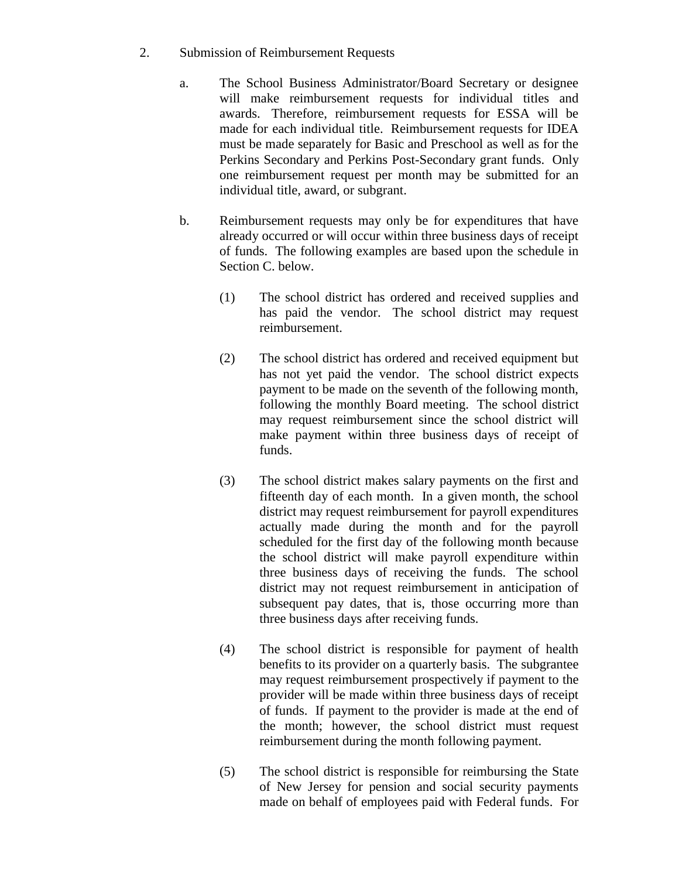2. Submission of Reimbursement Requests

   a. The School Business Administrator/Board Secretary or designee will make reimbursement requests for individual titles and awards. Therefore, reimbursement requests for ESSA will be made for each individual title. Reimbursement requests for IDEA must be made separately for Basic and Preschool as well as for the Perkins Secondary and Perkins Post-Secondary grant funds. Only one reimbursement request per month may be submitted for an individual title, award, or subgrant.

   b. Reimbursement requests may only be for expenditures that have already occurred or will occur within three business days of receipt of funds. The following examples are based upon the schedule in Section C. below.

      (1) The school district has ordered and received supplies and has paid the vendor. The school district may request reimbursement.

      (2) The school district has ordered and received equipment but has not yet paid the vendor. The school district expects payment to be made on the seventh of the following month, following the monthly Board meeting. The school district may request reimbursement since the school district will make payment within three business days of receipt of funds.

      (3) The school district makes salary payments on the first and fifteenth day of each month. In a given month, the school district may request reimbursement for payroll expenditures actually made during the month and for the payroll scheduled for the first day of the following month because the school district will make payroll expenditure within three business days of receiving the funds. The school district may not request reimbursement in anticipation of subsequent pay dates, that is, those occurring more than three business days after receiving funds.

      (4) The school district is responsible for payment of health benefits to its provider on a quarterly basis. The subgrantee may request reimbursement prospectively if payment to the provider will be made within three business days of receipt of funds. If payment to the provider is made at the end of the month; however, the school district must request reimbursement during the month following payment.

      (5) The school district is responsible for reimbursing the State of New Jersey for pension and social security payments made on behalf of employees paid with Federal funds. For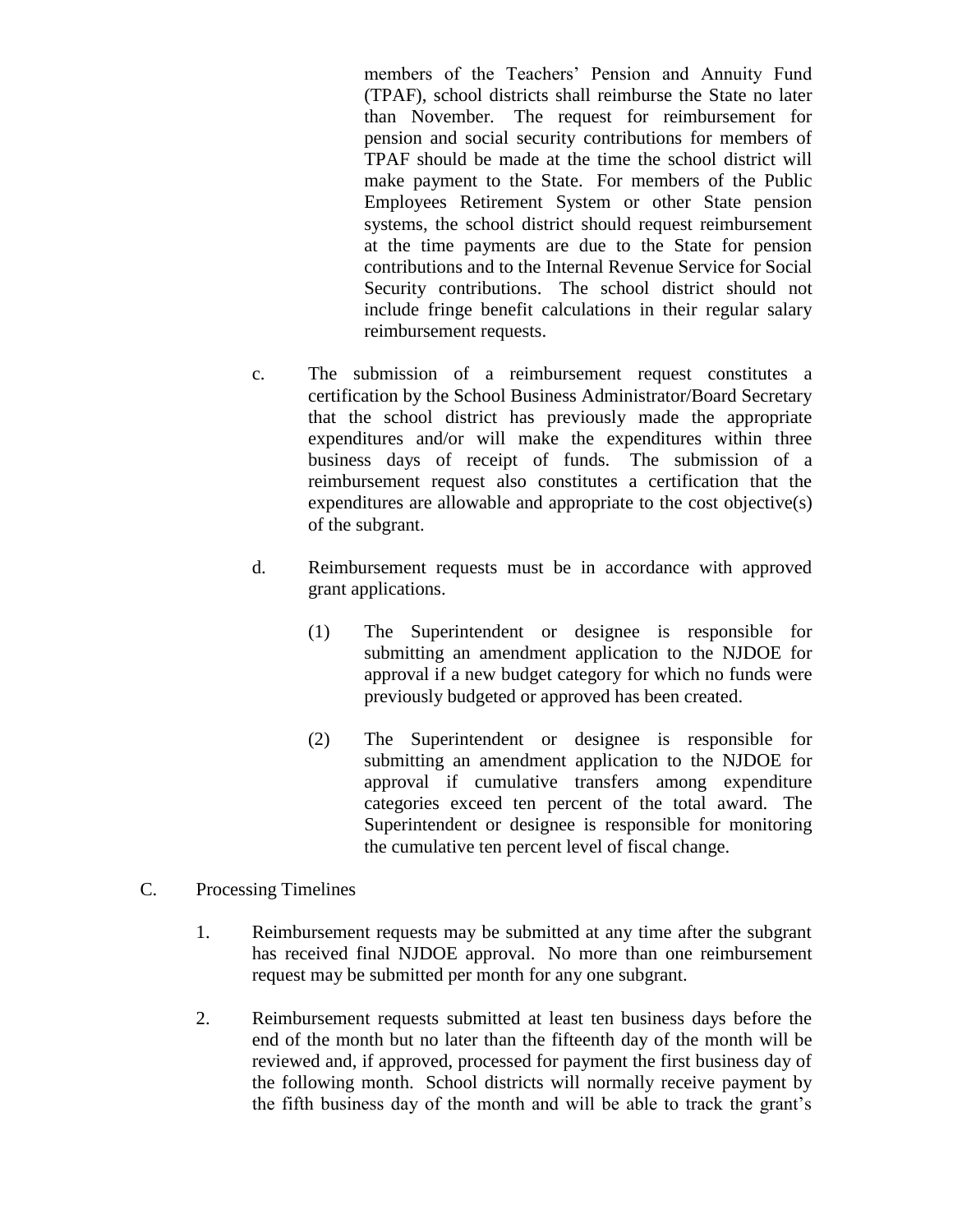members of the Teachers' Pension and Annuity Fund (TPAF), school districts shall reimburse the State no later than November. The request for reimbursement for pension and social security contributions for members of TPAF should be made at the time the school district will make payment to the State. For members of the Public Employees Retirement System or other State pension systems, the school district should request reimbursement at the time payments are due to the State for pension contributions and to the Internal Revenue Service for Social Security contributions. The school district should not include fringe benefit calculations in their regular salary reimbursement requests.

c. The submission of a reimbursement request constitutes a certification by the School Business Administrator/Board Secretary that the school district has previously made the appropriate expenditures and/or will make the expenditures within three business days of receipt of funds. The submission of a reimbursement request also constitutes a certification that the expenditures are allowable and appropriate to the cost objective(s) of the subgrant.

d. Reimbursement requests must be in accordance with approved grant applications.

   (1) The Superintendent or designee is responsible for submitting an amendment application to the NJDOE for approval if a new budget category for which no funds were previously budgeted or approved has been created.

   (2) The Superintendent or designee is responsible for submitting an amendment application to the NJDOE for approval if cumulative transfers among expenditure categories exceed ten percent of the total award. The Superintendent or designee is responsible for monitoring the cumulative ten percent level of fiscal change.

C. Processing Timelines

1. Reimbursement requests may be submitted at any time after the subgrant has received final NJDOE approval. No more than one reimbursement request may be submitted per month for any one subgrant.

2. Reimbursement requests submitted at least ten business days before the end of the month but no later than the fifteenth day of the month will be reviewed and, if approved, processed for payment the first business day of the following month. School districts will normally receive payment by the fifth business day of the month and will be able to track the grant's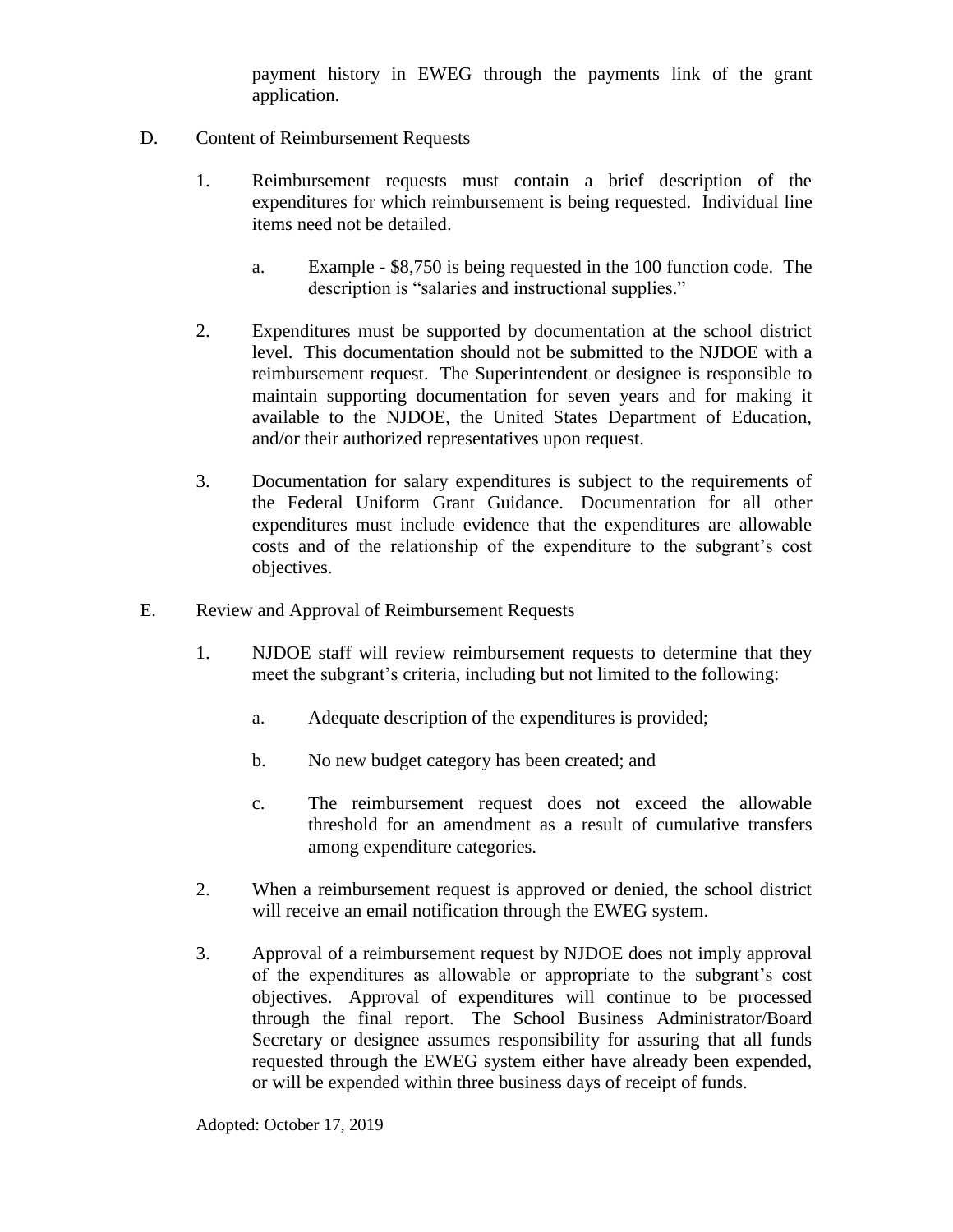payment history in EWEG through the payments link of the grant application.

D. Content of Reimbursement Requests

1. Reimbursement requests must contain a brief description of the expenditures for which reimbursement is being requested. Individual line items need not be detailed.

   a. Example - $8,750 is being requested in the 100 function code. The description is "salaries and instructional supplies."

2. Expenditures must be supported by documentation at the school district level. This documentation should not be submitted to the NJDOE with a reimbursement request. The Superintendent or designee is responsible to maintain supporting documentation for seven years and for making it available to the NJDOE, the United States Department of Education, and/or their authorized representatives upon request.

3. Documentation for salary expenditures is subject to the requirements of the Federal Uniform Grant Guidance. Documentation for all other expenditures must include evidence that the expenditures are allowable costs and of the relationship of the expenditure to the subgrant's cost objectives.

E. Review and Approval of Reimbursement Requests

1. NJDOE staff will review reimbursement requests to determine that they meet the subgrant's criteria, including but not limited to the following:

   a. Adequate description of the expenditures is provided;

   b. No new budget category has been created; and

   c. The reimbursement request does not exceed the allowable threshold for an amendment as a result of cumulative transfers among expenditure categories.

2. When a reimbursement request is approved or denied, the school district will receive an email notification through the EWEG system.

3. Approval of a reimbursement request by NJDOE does not imply approval of the expenditures as allowable or appropriate to the subgrant's cost objectives. Approval of expenditures will continue to be processed through the final report. The School Business Administrator/Board Secretary or designee assumes responsibility for assuring that all funds requested through the EWEG system either have already been expended, or will be expended within three business days of receipt of funds.

Adopted: October 17, 2019